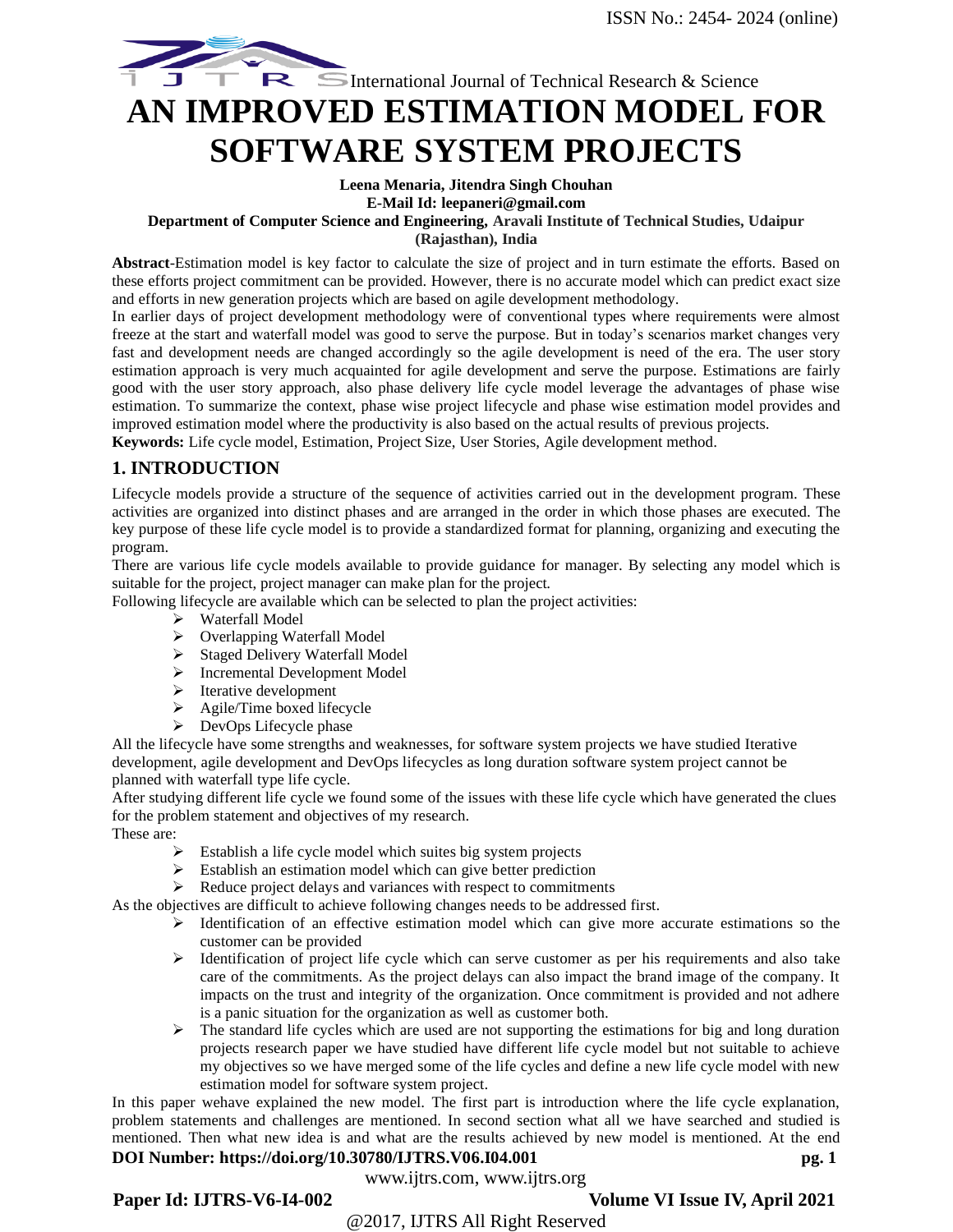# AN IMPROVED ESTIMATION MODEL FOR SOFTWARE SYSTEM PROJECTS

**Leena Menaria, Jitendra Singh Chouhan**
**E-Mail Id: leepaneri@gmail.com**
**Department of Computer Science and Engineering, Aravali Institute of Technical Studies, Udaipur (Rajasthan), India**

**Abstract**-Estimation model is key factor to calculate the size of project and in turn estimate the efforts. Based on these efforts project commitment can be provided. However, there is no accurate model which can predict exact size and efforts in new generation projects which are based on agile development methodology.

In earlier days of project development methodology were of conventional types where requirements were almost freeze at the start and waterfall model was good to serve the purpose. But in today's scenarios market changes very fast and development needs are changed accordingly so the agile development is need of the era. The user story estimation approach is very much acquainted for agile development and serve the purpose. Estimations are fairly good with the user story approach, also phase delivery life cycle model leverage the advantages of phase wise estimation. To summarize the context, phase wise project lifecycle and phase wise estimation model provides and improved estimation model where the productivity is also based on the actual results of previous projects.

**Keywords:** Life cycle model, Estimation, Project Size, User Stories, Agile development method.

## 1. INTRODUCTION

Lifecycle models provide a structure of the sequence of activities carried out in the development program. These activities are organized into distinct phases and are arranged in the order in which those phases are executed. The key purpose of these life cycle model is to provide a standardized format for planning, organizing and executing the program.

There are various life cycle models available to provide guidance for manager. By selecting any model which is suitable for the project, project manager can make plan for the project.

Following lifecycle are available which can be selected to plan the project activities:

- Waterfall Model
- Overlapping Waterfall Model
- Staged Delivery Waterfall Model
- Incremental Development Model
- Iterative development
- Agile/Time boxed lifecycle
- DevOps Lifecycle phase

All the lifecycle have some strengths and weaknesses, for software system projects we have studied Iterative development, agile development and DevOps lifecycles as long duration software system project cannot be planned with waterfall type life cycle.

After studying different life cycle we found some of the issues with these life cycle which have generated the clues for the problem statement and objectives of my research.

These are:

- Establish a life cycle model which suites big system projects
- Establish an estimation model which can give better prediction
- Reduce project delays and variances with respect to commitments

As the objectives are difficult to achieve following changes needs to be addressed first.

- Identification of an effective estimation model which can give more accurate estimations so the customer can be provided
- Identification of project life cycle which can serve customer as per his requirements and also take care of the commitments. As the project delays can also impact the brand image of the company. It impacts on the trust and integrity of the organization. Once commitment is provided and not adhere is a panic situation for the organization as well as customer both.
- The standard life cycles which are used are not supporting the estimations for big and long duration projects research paper we have studied have different life cycle model but not suitable to achieve my objectives so we have merged some of the life cycles and define a new life cycle model with new estimation model for software system project.

In this paper wehave explained the new model. The first part is introduction where the life cycle explanation, problem statements and challenges are mentioned. In second section what all we have searched and studied is mentioned. Then what new idea is and what are the results achieved by new model is mentioned. At the end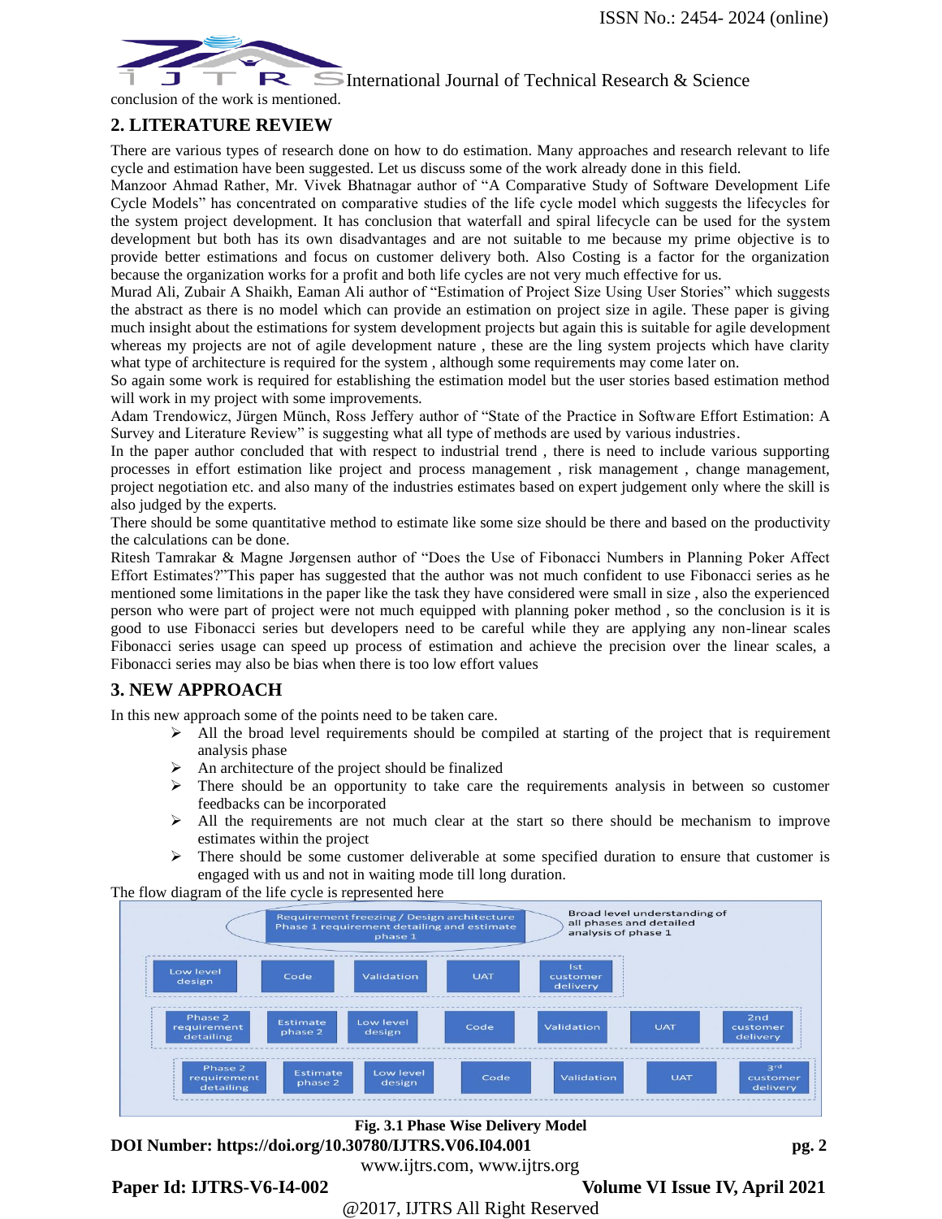conclusion of the work is mentioned.

## 2. LITERATURE REVIEW

There are various types of research done on how to do estimation. Many approaches and research relevant to life cycle and estimation have been suggested. Let us discuss some of the work already done in this field.

Manzoor Ahmad Rather, Mr. Vivek Bhatnagar author of "A Comparative Study of Software Development Life Cycle Models" has concentrated on comparative studies of the life cycle model which suggests the lifecycles for the system project development. It has conclusion that waterfall and spiral lifecycle can be used for the system development but both has its own disadvantages and are not suitable to me because my prime objective is to provide better estimations and focus on customer delivery both. Also Costing is a factor for the organization because the organization works for a profit and both life cycles are not very much effective for us.

Murad Ali, Zubair A Shaikh, Eaman Ali author of "Estimation of Project Size Using User Stories" which suggests the abstract as there is no model which can provide an estimation on project size in agile. These paper is giving much insight about the estimations for system development projects but again this is suitable for agile development whereas my projects are not of agile development nature , these are the ling system projects which have clarity what type of architecture is required for the system , although some requirements may come later on.

So again some work is required for establishing the estimation model but the user stories based estimation method will work in my project with some improvements.

Adam Trendowicz, Jürgen Münch, Ross Jeffery author of "State of the Practice in Software Effort Estimation: A Survey and Literature Review" is suggesting what all type of methods are used by various industries.

In the paper author concluded that with respect to industrial trend , there is need to include various supporting processes in effort estimation like project and process management , risk management , change management, project negotiation etc. and also many of the industries estimates based on expert judgement only where the skill is also judged by the experts.

There should be some quantitative method to estimate like some size should be there and based on the productivity the calculations can be done.

Ritesh Tamrakar & Magne Jørgensen author of "Does the Use of Fibonacci Numbers in Planning Poker Affect Effort Estimates?"This paper has suggested that the author was not much confident to use Fibonacci series as he mentioned some limitations in the paper like the task they have considered were small in size , also the experienced person who were part of project were not much equipped with planning poker method , so the conclusion is it is good to use Fibonacci series but developers need to be careful while they are applying any non-linear scales Fibonacci series usage can speed up process of estimation and achieve the precision over the linear scales, a Fibonacci series may also be bias when there is too low effort values

## 3. NEW APPROACH

In this new approach some of the points need to be taken care.

- All the broad level requirements should be compiled at starting of the project that is requirement analysis phase
- An architecture of the project should be finalized
- There should be an opportunity to take care the requirements analysis in between so customer feedbacks can be incorporated
- All the requirements are not much clear at the start so there should be mechanism to improve estimates within the project
- There should be some customer deliverable at some specified duration to ensure that customer is engaged with us and not in waiting mode till long duration.

The flow diagram of the life cycle is represented here

Requirement freezing / Design architecture Phase 1 requirement detailing and estimate phase 1 — Broad level understanding of all phases and detailed analysis of phase 1

Low level design → Code → Validation → UAT → Ist customer delivery

Phase 2 requirement detailing → Estimate phase 2 → Low level design → Code → Validation → UAT → 2nd customer delivery

Phase 2 requirement detailing → Estimate phase 2 → Low level design → Code → Validation → UAT → 3rd customer delivery

**Fig. 3.1 Phase Wise Delivery Model**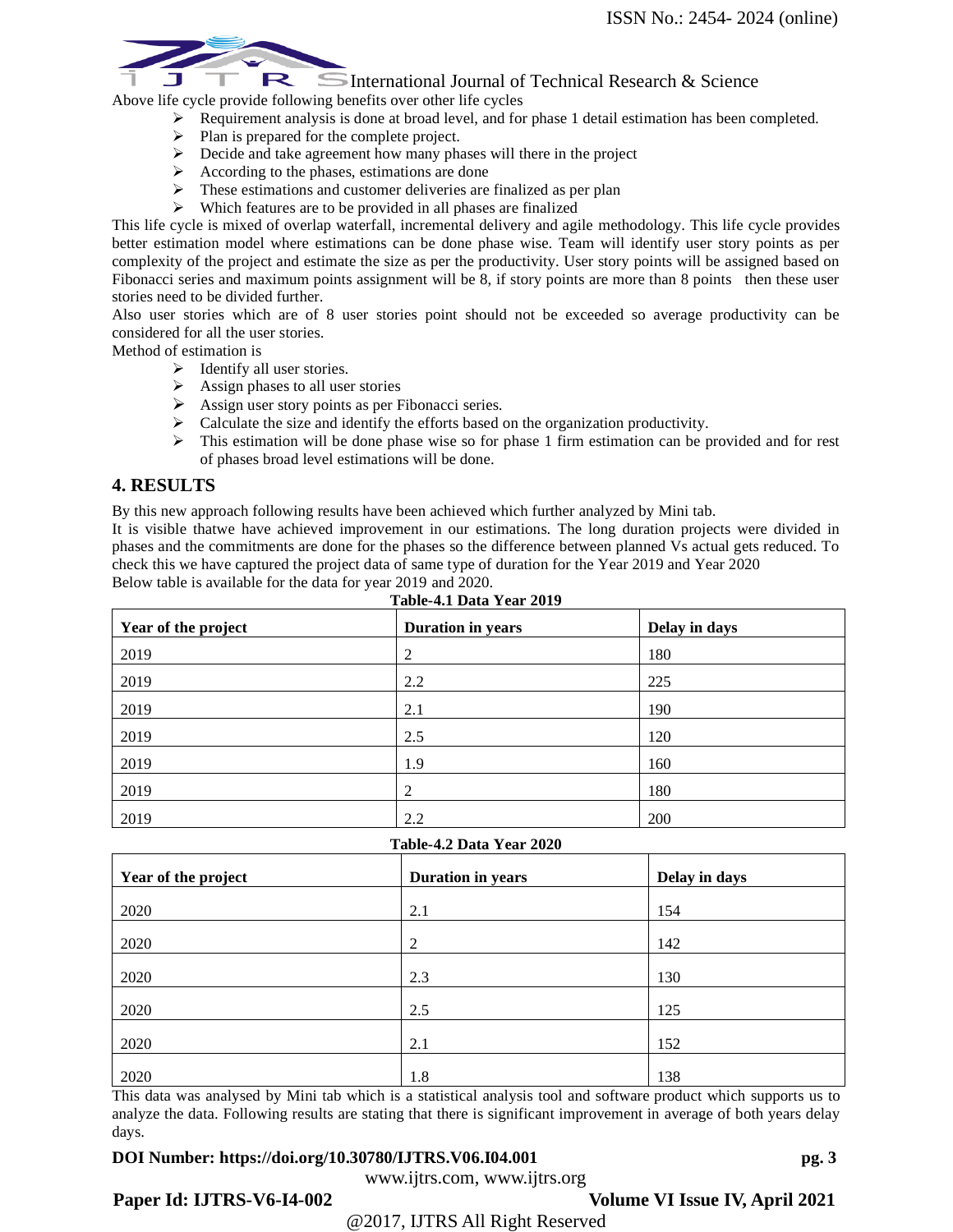Above life cycle provide following benefits over other life cycles

- Requirement analysis is done at broad level, and for phase 1 detail estimation has been completed.
- Plan is prepared for the complete project.
- Decide and take agreement how many phases will there in the project
- According to the phases, estimations are done
- These estimations and customer deliveries are finalized as per plan
- Which features are to be provided in all phases are finalized

This life cycle is mixed of overlap waterfall, incremental delivery and agile methodology. This life cycle provides better estimation model where estimations can be done phase wise. Team will identify user story points as per complexity of the project and estimate the size as per the productivity. User story points will be assigned based on Fibonacci series and maximum points assignment will be 8, if story points are more than 8 points then these user stories need to be divided further.

Also user stories which are of 8 user stories point should not be exceeded so average productivity can be considered for all the user stories.

Method of estimation is

- Identify all user stories.
- Assign phases to all user stories
- Assign user story points as per Fibonacci series.
- Calculate the size and identify the efforts based on the organization productivity.
- This estimation will be done phase wise so for phase 1 firm estimation can be provided and for rest of phases broad level estimations will be done.

## 4. RESULTS

By this new approach following results have been achieved which further analyzed by Mini tab.

It is visible thatwe have achieved improvement in our estimations. The long duration projects were divided in phases and the commitments are done for the phases so the difference between planned Vs actual gets reduced. To check this we have captured the project data of same type of duration for the Year 2019 and Year 2020

Below table is available for the data for year 2019 and 2020.

**Table-4.1 Data Year 2019**

| Year of the project | Duration in years | Delay in days |
|---|---|---|
| 2019 | 2 | 180 |
| 2019 | 2.2 | 225 |
| 2019 | 2.1 | 190 |
| 2019 | 2.5 | 120 |
| 2019 | 1.9 | 160 |
| 2019 | 2 | 180 |
| 2019 | 2.2 | 200 |

**Table-4.2 Data Year 2020**

| Year of the project | Duration in years | Delay in days |
|---|---|---|
| 2020 | 2.1 | 154 |
| 2020 | 2 | 142 |
| 2020 | 2.3 | 130 |
| 2020 | 2.5 | 125 |
| 2020 | 2.1 | 152 |
| 2020 | 1.8 | 138 |

This data was analysed by Mini tab which is a statistical analysis tool and software product which supports us to analyze the data. Following results are stating that there is significant improvement in average of both years delay days.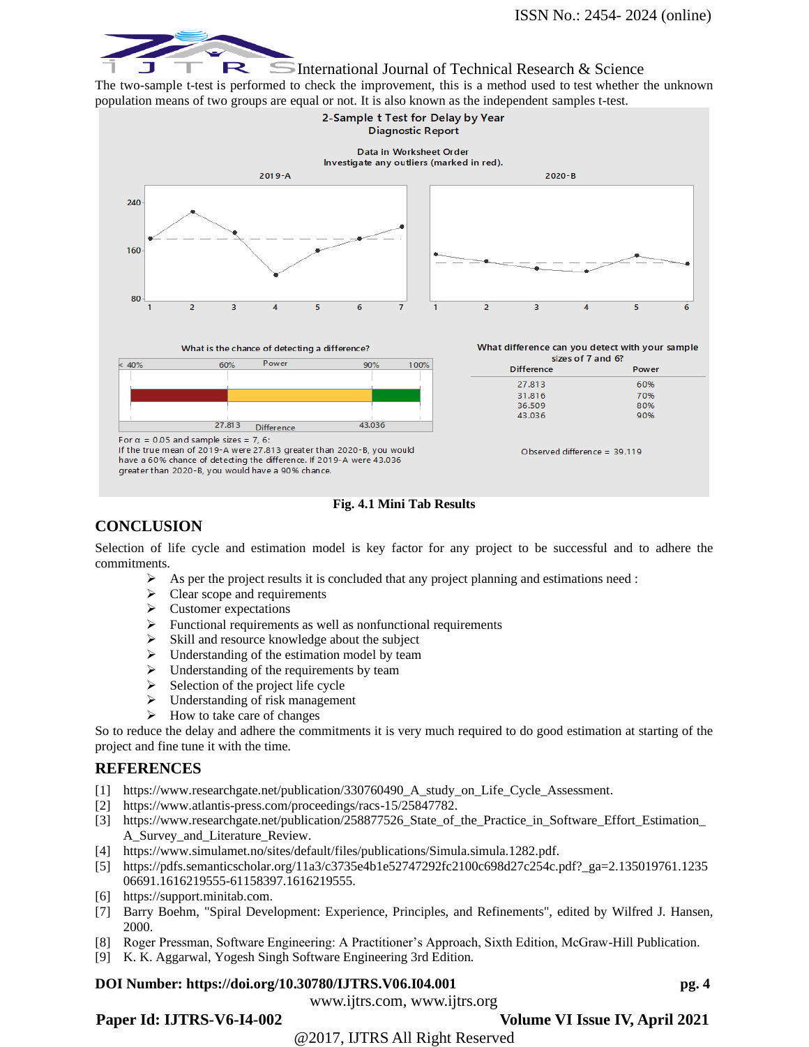The two-sample t-test is performed to check the improvement, this is a method used to test whether the unknown population means of two groups are equal or not. It is also known as the independent samples t-test.

2-Sample t Test for Delay by Year
Diagnostic Report

Data in Worksheet Order
Investigate any outliers (marked in red).

What is the chance of detecting a difference?

For α = 0.05 and sample sizes = 7, 6:
If the true mean of 2019-A were 27.813 greater than 2020-B, you would have a 60% chance of detecting the difference. If 2019-A were 43.036 greater than 2020-B, you would have a 90% chance.

What difference can you detect with your sample sizes of 7 and 6?

| Difference | Power |
|---|---|
| 27.813 | 60% |
| 31.816 | 70% |
| 36.509 | 80% |
| 43.036 | 90% |

Observed difference = 39.119

**Fig. 4.1 Mini Tab Results**

## CONCLUSION

Selection of life cycle and estimation model is key factor for any project to be successful and to adhere the commitments.

- As per the project results it is concluded that any project planning and estimations need :
- Clear scope and requirements
- Customer expectations
- Functional requirements as well as nonfunctional requirements
- Skill and resource knowledge about the subject
- Understanding of the estimation model by team
- Understanding of the requirements by team
- Selection of the project life cycle
- Understanding of risk management
- How to take care of changes

So to reduce the delay and adhere the commitments it is very much required to do good estimation at starting of the project and fine tune it with the time.

## REFERENCES

[1] https://www.researchgate.net/publication/330760490_A_study_on_Life_Cycle_Assessment.

[2] https://www.atlantis-press.com/proceedings/racs-15/25847782.

[3] https://www.researchgate.net/publication/258877526_State_of_the_Practice_in_Software_Effort_Estimation_A_Survey_and_Literature_Review.

[4] https://www.simulamet.no/sites/default/files/publications/Simula.simula.1282.pdf.

[5] https://pdfs.semanticscholar.org/11a3/c3735e4b1e52747292fc2100c698d27c254c.pdf?_ga=2.135019761.123506691.1616219555-61158397.1616219555.

[6] https://support.minitab.com.

[7] Barry Boehm, "Spiral Development: Experience, Principles, and Refinements", edited by Wilfred J. Hansen, 2000.

[8] Roger Pressman, Software Engineering: A Practitioner's Approach, Sixth Edition, McGraw-Hill Publication.

[9] K. K. Aggarwal, Yogesh Singh Software Engineering 3rd Edition.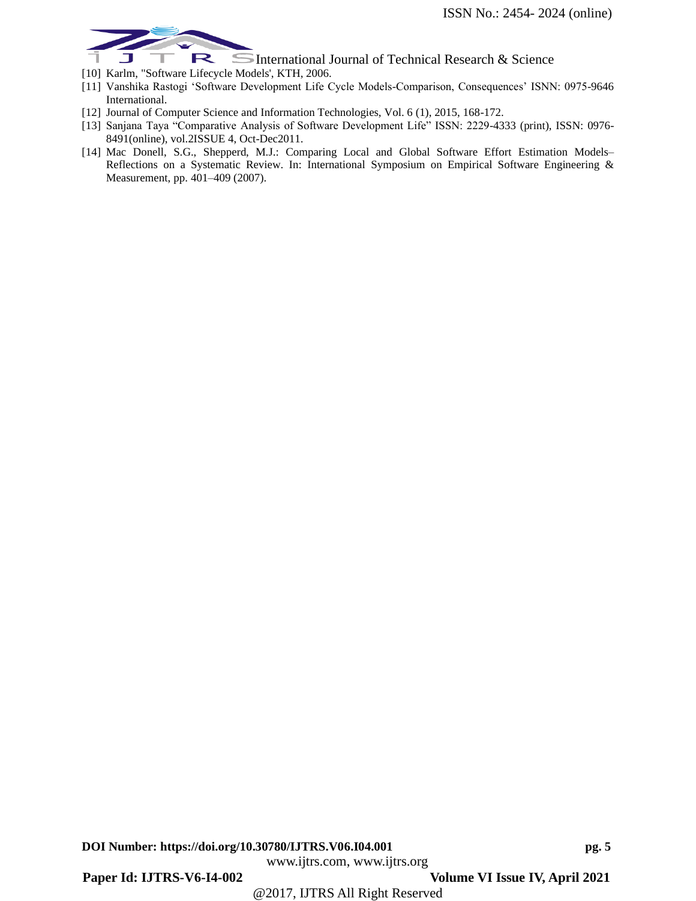[10] Karlm, "Software Lifecycle Models', KTH, 2006.

[11] Vanshika Rastogi ‘Software Development Life Cycle Models-Comparison, Consequences’ ISNN: 0975-9646 International.

[12] Journal of Computer Science and Information Technologies, Vol. 6 (1), 2015, 168-172.

[13] Sanjana Taya “Comparative Analysis of Software Development Life” ISSN: 2229-4333 (print), ISSN: 0976-8491(online), vol.2ISSUE 4, Oct-Dec2011.

[14] Mac Donell, S.G., Shepperd, M.J.: Comparing Local and Global Software Effort Estimation Models– Reflections on a Systematic Review. In: International Symposium on Empirical Software Engineering & Measurement, pp. 401–409 (2007).